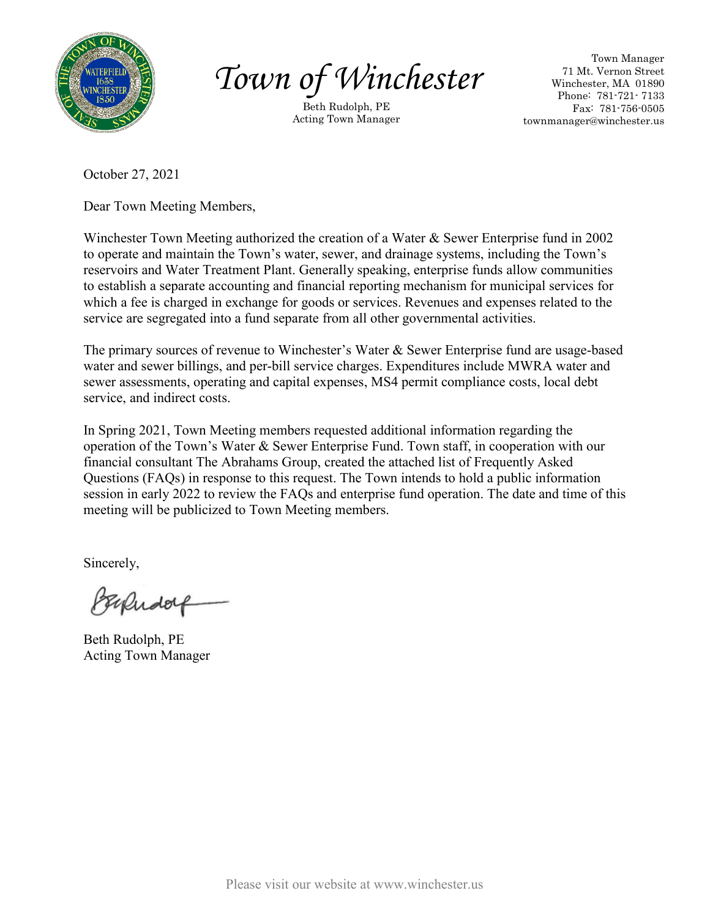# Town of Winchester

Beth Rudolph, PE
Acting Town Manager

Town Manager
71 Mt. Vernon Street
Winchester, MA 01890
Phone: 781-721- 7133
Fax: 781-756-0505
townmanager@winchester.us

October 27, 2021

Dear Town Meeting Members,

Winchester Town Meeting authorized the creation of a Water & Sewer Enterprise fund in 2002 to operate and maintain the Town's water, sewer, and drainage systems, including the Town's reservoirs and Water Treatment Plant. Generally speaking, enterprise funds allow communities to establish a separate accounting and financial reporting mechanism for municipal services for which a fee is charged in exchange for goods or services. Revenues and expenses related to the service are segregated into a fund separate from all other governmental activities.

The primary sources of revenue to Winchester's Water & Sewer Enterprise fund are usage-based water and sewer billings, and per-bill service charges. Expenditures include MWRA water and sewer assessments, operating and capital expenses, MS4 permit compliance costs, local debt service, and indirect costs.

In Spring 2021, Town Meeting members requested additional information regarding the operation of the Town's Water & Sewer Enterprise Fund. Town staff, in cooperation with our financial consultant The Abrahams Group, created the attached list of Frequently Asked Questions (FAQs) in response to this request. The Town intends to hold a public information session in early 2022 to review the FAQs and enterprise fund operation. The date and time of this meeting will be publicized to Town Meeting members.

Sincerely,

Beth Rudolph, PE
Acting Town Manager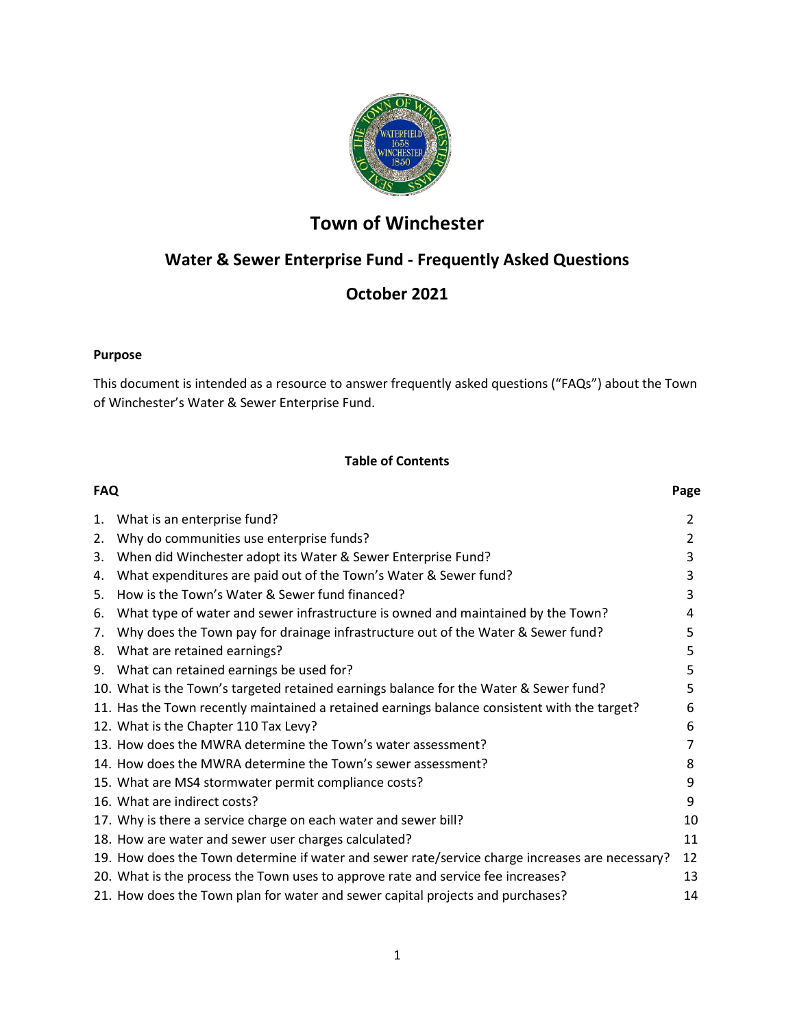# Town of Winchester

## Water & Sewer Enterprise Fund - Frequently Asked Questions

## October 2021

**Purpose**

This document is intended as a resource to answer frequently asked questions ("FAQs") about the Town of Winchester's Water & Sewer Enterprise Fund.

**Table of Contents**

| FAQ | Page |
|---|---|
| 1. What is an enterprise fund? | 2 |
| 2. Why do communities use enterprise funds? | 2 |
| 3. When did Winchester adopt its Water & Sewer Enterprise Fund? | 3 |
| 4. What expenditures are paid out of the Town's Water & Sewer fund? | 3 |
| 5. How is the Town's Water & Sewer fund financed? | 3 |
| 6. What type of water and sewer infrastructure is owned and maintained by the Town? | 4 |
| 7. Why does the Town pay for drainage infrastructure out of the Water & Sewer fund? | 5 |
| 8. What are retained earnings? | 5 |
| 9. What can retained earnings be used for? | 5 |
| 10. What is the Town's targeted retained earnings balance for the Water & Sewer fund? | 5 |
| 11. Has the Town recently maintained a retained earnings balance consistent with the target? | 6 |
| 12. What is the Chapter 110 Tax Levy? | 6 |
| 13. How does the MWRA determine the Town's water assessment? | 7 |
| 14. How does the MWRA determine the Town's sewer assessment? | 8 |
| 15. What are MS4 stormwater permit compliance costs? | 9 |
| 16. What are indirect costs? | 9 |
| 17. Why is there a service charge on each water and sewer bill? | 10 |
| 18. How are water and sewer user charges calculated? | 11 |
| 19. How does the Town determine if water and sewer rate/service charge increases are necessary? | 12 |
| 20. What is the process the Town uses to approve rate and service fee increases? | 13 |
| 21. How does the Town plan for water and sewer capital projects and purchases? | 14 |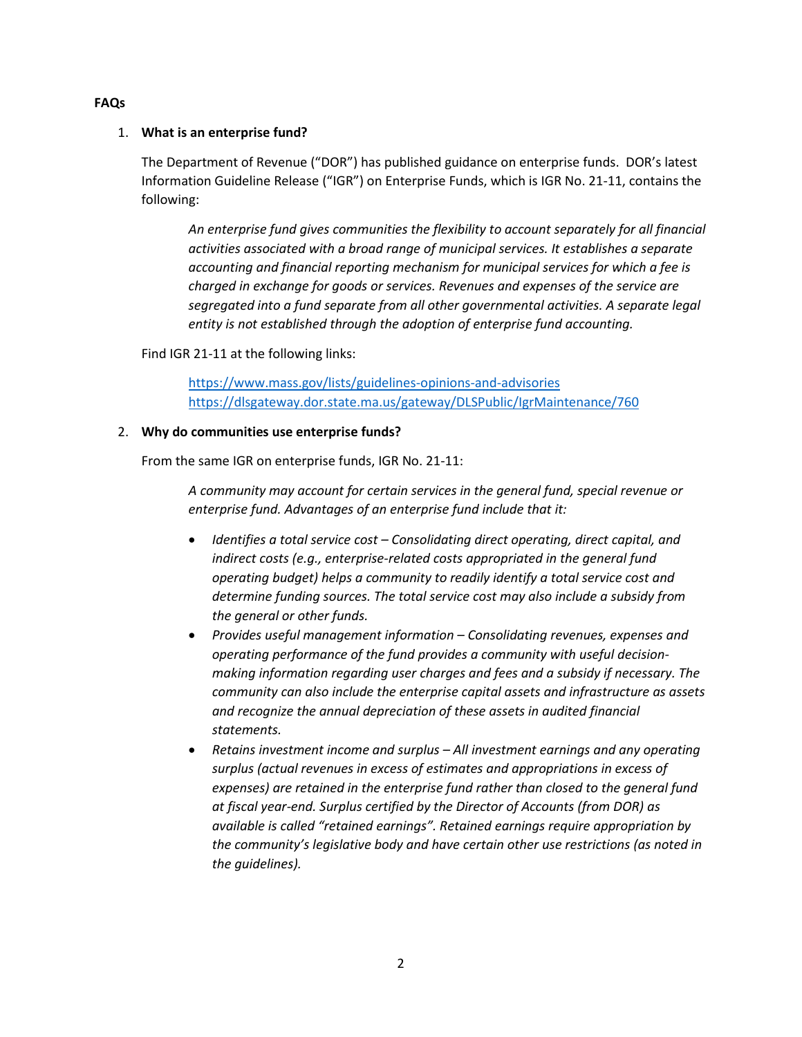**FAQs**

1. **What is an enterprise fund?**

   The Department of Revenue ("DOR") has published guidance on enterprise funds. DOR's latest Information Guideline Release ("IGR") on Enterprise Funds, which is IGR No. 21-11, contains the following:

   > *An enterprise fund gives communities the flexibility to account separately for all financial activities associated with a broad range of municipal services. It establishes a separate accounting and financial reporting mechanism for municipal services for which a fee is charged in exchange for goods or services. Revenues and expenses of the service are segregated into a fund separate from all other governmental activities. A separate legal entity is not established through the adoption of enterprise fund accounting.*

   Find IGR 21-11 at the following links:

   > https://www.mass.gov/lists/guidelines-opinions-and-advisories
   > https://dlsgateway.dor.state.ma.us/gateway/DLSPublic/IgrMaintenance/760

2. **Why do communities use enterprise funds?**

   From the same IGR on enterprise funds, IGR No. 21-11:

   > *A community may account for certain services in the general fund, special revenue or enterprise fund. Advantages of an enterprise fund include that it:*
   >
   > - *Identifies a total service cost – Consolidating direct operating, direct capital, and indirect costs (e.g., enterprise-related costs appropriated in the general fund operating budget) helps a community to readily identify a total service cost and determine funding sources. The total service cost may also include a subsidy from the general or other funds.*
   > - *Provides useful management information – Consolidating revenues, expenses and operating performance of the fund provides a community with useful decision-making information regarding user charges and fees and a subsidy if necessary. The community can also include the enterprise capital assets and infrastructure as assets and recognize the annual depreciation of these assets in audited financial statements.*
   > - *Retains investment income and surplus – All investment earnings and any operating surplus (actual revenues in excess of estimates and appropriations in excess of expenses) are retained in the enterprise fund rather than closed to the general fund at fiscal year-end. Surplus certified by the Director of Accounts (from DOR) as available is called "retained earnings". Retained earnings require appropriation by the community's legislative body and have certain other use restrictions (as noted in the guidelines).*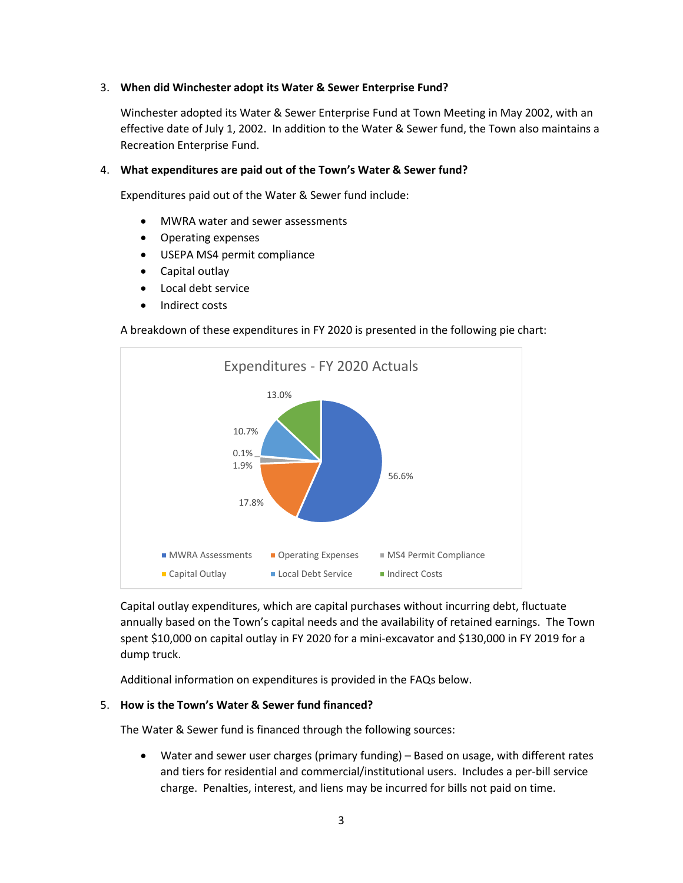3. **When did Winchester adopt its Water & Sewer Enterprise Fund?**

   Winchester adopted its Water & Sewer Enterprise Fund at Town Meeting in May 2002, with an effective date of July 1, 2002. In addition to the Water & Sewer fund, the Town also maintains a Recreation Enterprise Fund.

4. **What expenditures are paid out of the Town's Water & Sewer fund?**

   Expenditures paid out of the Water & Sewer fund include:

   - MWRA water and sewer assessments
   - Operating expenses
   - USEPA MS4 permit compliance
   - Capital outlay
   - Local debt service
   - Indirect costs

   A breakdown of these expenditures in FY 2020 is presented in the following pie chart:

   **Expenditures - FY 2020 Actuals**

   | Category | Share |
   | --- | --- |
   | MWRA Assessments | 56.6% |
   | Operating Expenses | 17.8% |
   | MS4 Permit Compliance | 1.9% |
   | Capital Outlay | 0.1% |
   | Local Debt Service | 10.7% |
   | Indirect Costs | 13.0% |

   Capital outlay expenditures, which are capital purchases without incurring debt, fluctuate annually based on the Town's capital needs and the availability of retained earnings. The Town spent $10,000 on capital outlay in FY 2020 for a mini-excavator and $130,000 in FY 2019 for a dump truck.

   Additional information on expenditures is provided in the FAQs below.

5. **How is the Town's Water & Sewer fund financed?**

   The Water & Sewer fund is financed through the following sources:

   - Water and sewer user charges (primary funding) – Based on usage, with different rates and tiers for residential and commercial/institutional users. Includes a per-bill service charge. Penalties, interest, and liens may be incurred for bills not paid on time.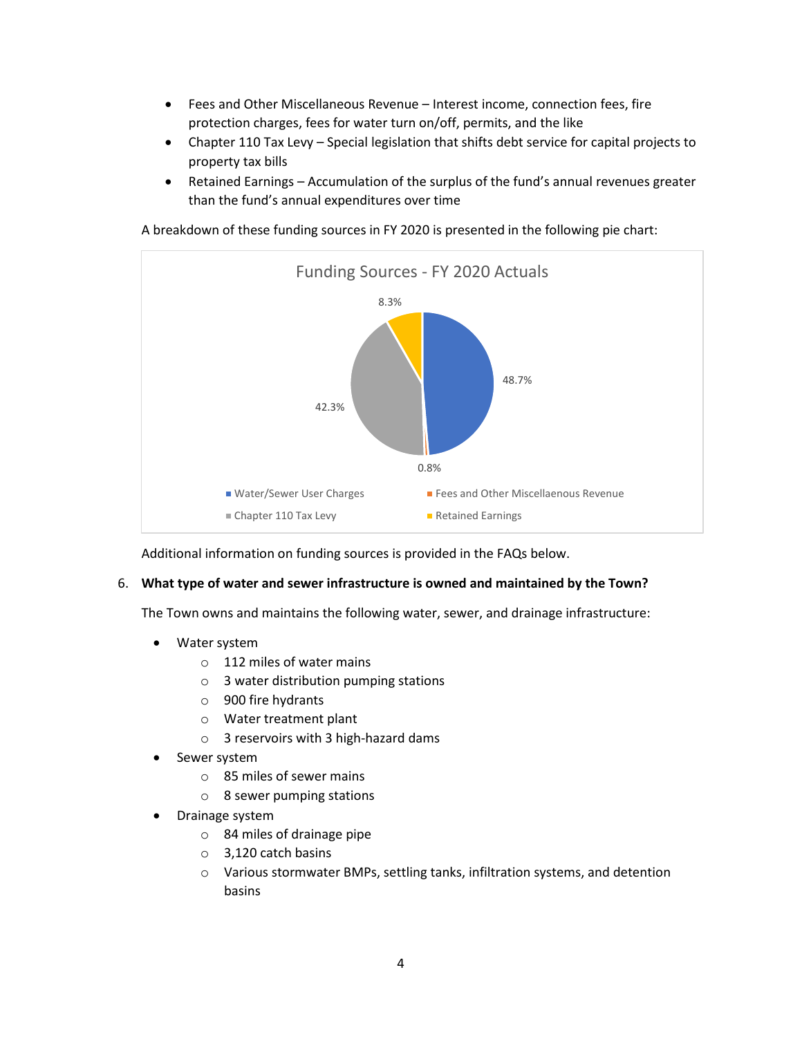- Fees and Other Miscellaneous Revenue – Interest income, connection fees, fire protection charges, fees for water turn on/off, permits, and the like
- Chapter 110 Tax Levy – Special legislation that shifts debt service for capital projects to property tax bills
- Retained Earnings – Accumulation of the surplus of the fund's annual revenues greater than the fund's annual expenditures over time

A breakdown of these funding sources in FY 2020 is presented in the following pie chart:

**Funding Sources - FY 2020 Actuals**

| Funding Source | Percentage |
|---|---|
| Water/Sewer User Charges | 48.7% |
| Fees and Other Miscellaenous Revenue | 0.8% |
| Chapter 110 Tax Levy | 42.3% |
| Retained Earnings | 8.3% |

Additional information on funding sources is provided in the FAQs below.

6. **What type of water and sewer infrastructure is owned and maintained by the Town?**

   The Town owns and maintains the following water, sewer, and drainage infrastructure:

   - Water system
     - 112 miles of water mains
     - 3 water distribution pumping stations
     - 900 fire hydrants
     - Water treatment plant
     - 3 reservoirs with 3 high-hazard dams
   - Sewer system
     - 85 miles of sewer mains
     - 8 sewer pumping stations
   - Drainage system
     - 84 miles of drainage pipe
     - 3,120 catch basins
     - Various stormwater BMPs, settling tanks, infiltration systems, and detention basins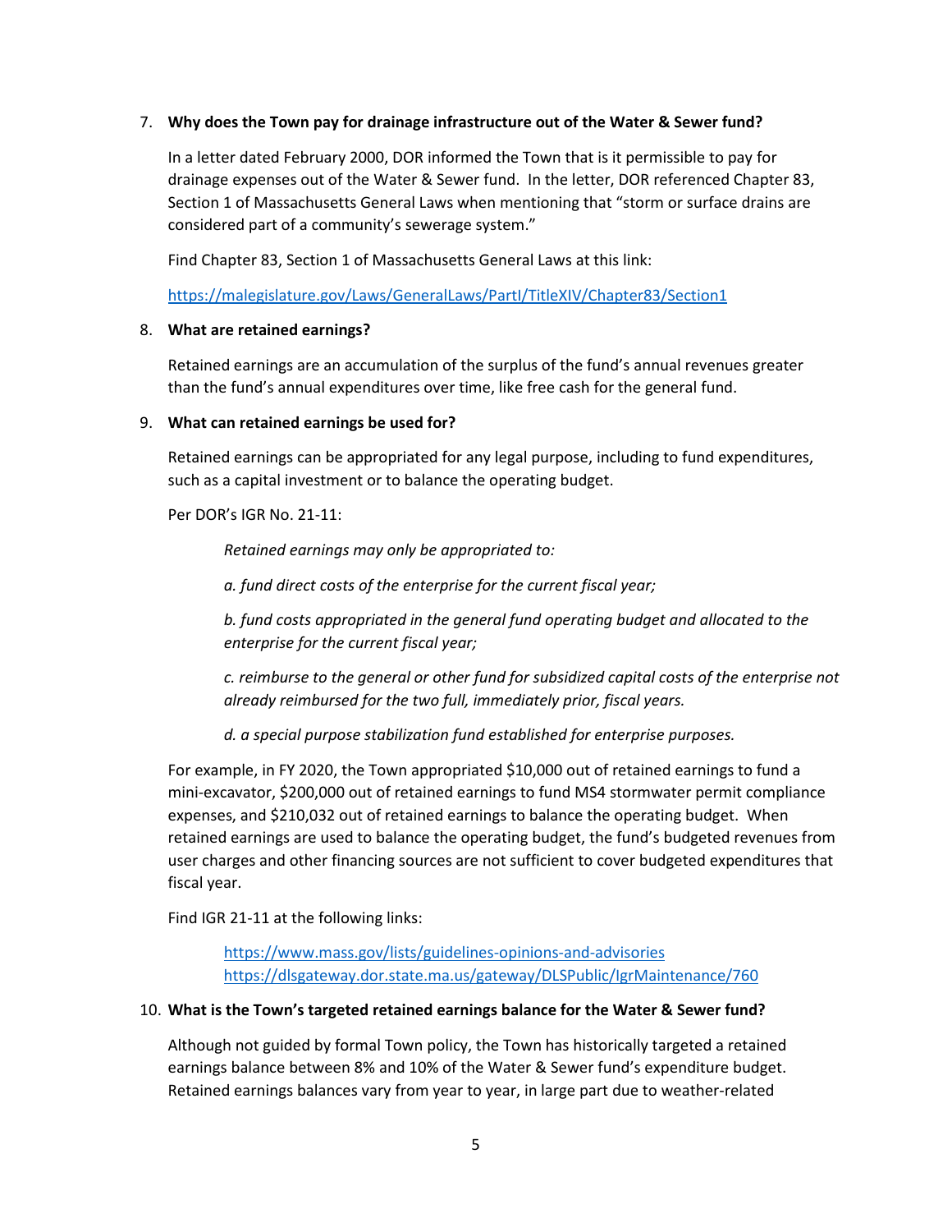7. **Why does the Town pay for drainage infrastructure out of the Water & Sewer fund?**

   In a letter dated February 2000, DOR informed the Town that is it permissible to pay for drainage expenses out of the Water & Sewer fund. In the letter, DOR referenced Chapter 83, Section 1 of Massachusetts General Laws when mentioning that "storm or surface drains are considered part of a community's sewerage system."

   Find Chapter 83, Section 1 of Massachusetts General Laws at this link:

   https://malegislature.gov/Laws/GeneralLaws/PartI/TitleXIV/Chapter83/Section1

8. **What are retained earnings?**

   Retained earnings are an accumulation of the surplus of the fund's annual revenues greater than the fund's annual expenditures over time, like free cash for the general fund.

9. **What can retained earnings be used for?**

   Retained earnings can be appropriated for any legal purpose, including to fund expenditures, such as a capital investment or to balance the operating budget.

   Per DOR's IGR No. 21-11:

   > *Retained earnings may only be appropriated to:*
   >
   > *a. fund direct costs of the enterprise for the current fiscal year;*
   >
   > *b. fund costs appropriated in the general fund operating budget and allocated to the enterprise for the current fiscal year;*
   >
   > *c. reimburse to the general or other fund for subsidized capital costs of the enterprise not already reimbursed for the two full, immediately prior, fiscal years.*
   >
   > *d. a special purpose stabilization fund established for enterprise purposes.*

   For example, in FY 2020, the Town appropriated $10,000 out of retained earnings to fund a mini-excavator, $200,000 out of retained earnings to fund MS4 stormwater permit compliance expenses, and $210,032 out of retained earnings to balance the operating budget. When retained earnings are used to balance the operating budget, the fund's budgeted revenues from user charges and other financing sources are not sufficient to cover budgeted expenditures that fiscal year.

   Find IGR 21-11 at the following links:

   > https://www.mass.gov/lists/guidelines-opinions-and-advisories
   > https://dlsgateway.dor.state.ma.us/gateway/DLSPublic/IgrMaintenance/760

10. **What is the Town's targeted retained earnings balance for the Water & Sewer fund?**

    Although not guided by formal Town policy, the Town has historically targeted a retained earnings balance between 8% and 10% of the Water & Sewer fund's expenditure budget. Retained earnings balances vary from year to year, in large part due to weather-related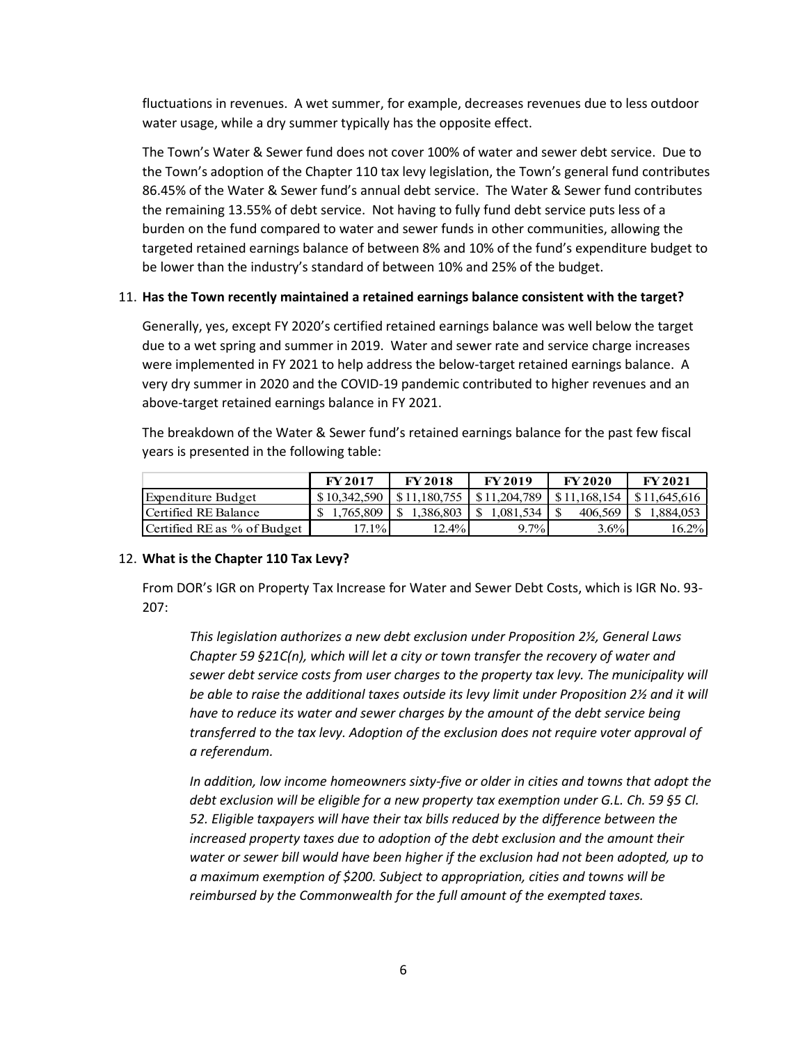fluctuations in revenues. A wet summer, for example, decreases revenues due to less outdoor water usage, while a dry summer typically has the opposite effect.

The Town's Water & Sewer fund does not cover 100% of water and sewer debt service. Due to the Town's adoption of the Chapter 110 tax levy legislation, the Town's general fund contributes 86.45% of the Water & Sewer fund's annual debt service. The Water & Sewer fund contributes the remaining 13.55% of debt service. Not having to fully fund debt service puts less of a burden on the fund compared to water and sewer funds in other communities, allowing the targeted retained earnings balance of between 8% and 10% of the fund's expenditure budget to be lower than the industry's standard of between 10% and 25% of the budget.

11. **Has the Town recently maintained a retained earnings balance consistent with the target?**

Generally, yes, except FY 2020's certified retained earnings balance was well below the target due to a wet spring and summer in 2019. Water and sewer rate and service charge increases were implemented in FY 2021 to help address the below-target retained earnings balance. A very dry summer in 2020 and the COVID-19 pandemic contributed to higher revenues and an above-target retained earnings balance in FY 2021.

The breakdown of the Water & Sewer fund's retained earnings balance for the past few fiscal years is presented in the following table:

| | FY 2017 | FY 2018 | FY 2019 | FY 2020 | FY 2021 |
|---|---|---|---|---|---|
| Expenditure Budget | $10,342,590 | $11,180,755 | $11,204,789 | $11,168,154 | $11,645,616 |
| Certified RE Balance | $ 1,765,809 | $ 1,386,803 | $ 1,081,534 | $ 406,569 | $ 1,884,053 |
| Certified RE as % of Budget | 17.1% | 12.4% | 9.7% | 3.6% | 16.2% |

12. **What is the Chapter 110 Tax Levy?**

From DOR's IGR on Property Tax Increase for Water and Sewer Debt Costs, which is IGR No. 93-207:

> *This legislation authorizes a new debt exclusion under Proposition 2½, General Laws Chapter 59 §21C(n), which will let a city or town transfer the recovery of water and sewer debt service costs from user charges to the property tax levy. The municipality will be able to raise the additional taxes outside its levy limit under Proposition 2½ and it will have to reduce its water and sewer charges by the amount of the debt service being transferred to the tax levy. Adoption of the exclusion does not require voter approval of a referendum.*
>
> *In addition, low income homeowners sixty-five or older in cities and towns that adopt the debt exclusion will be eligible for a new property tax exemption under G.L. Ch. 59 §5 Cl. 52. Eligible taxpayers will have their tax bills reduced by the difference between the increased property taxes due to adoption of the debt exclusion and the amount their water or sewer bill would have been higher if the exclusion had not been adopted, up to a maximum exemption of $200. Subject to appropriation, cities and towns will be reimbursed by the Commonwealth for the full amount of the exempted taxes.*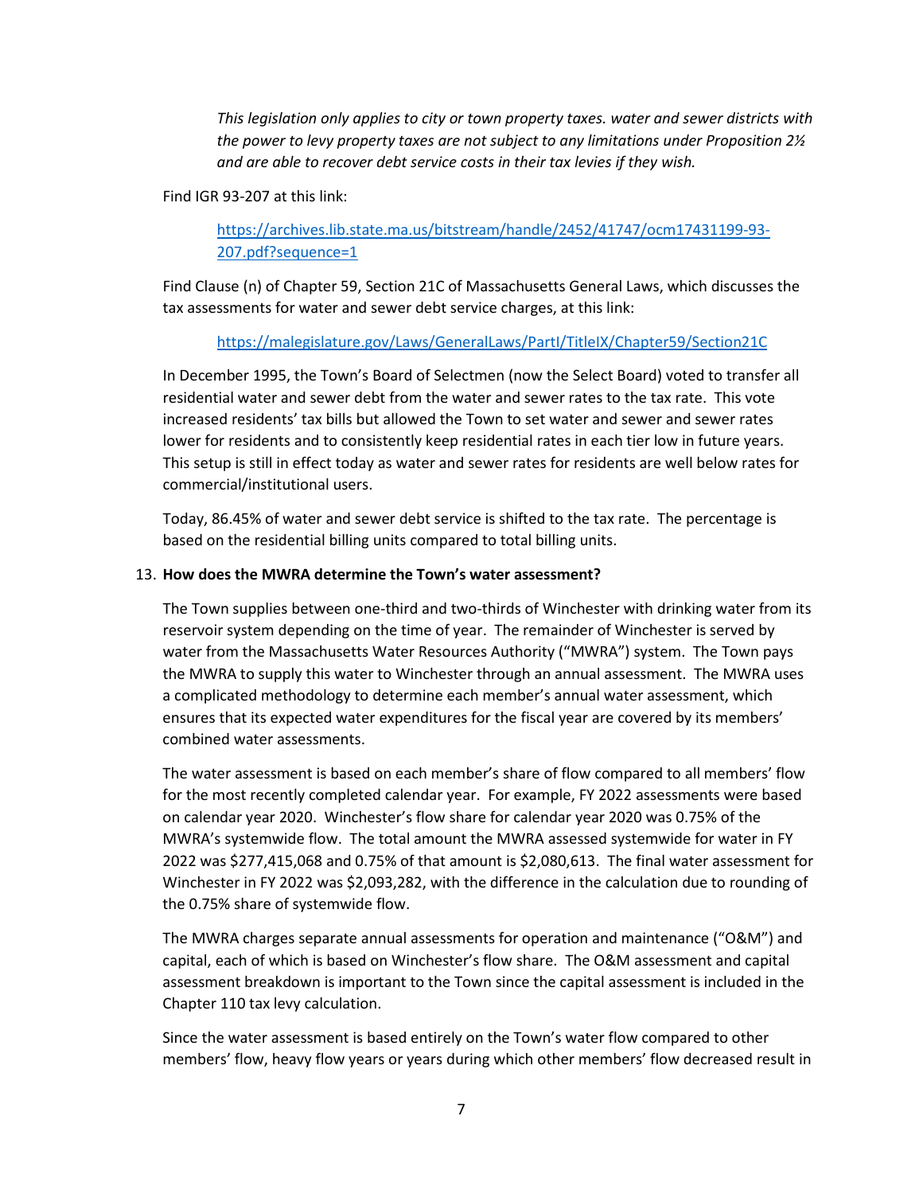*This legislation only applies to city or town property taxes. water and sewer districts with the power to levy property taxes are not subject to any limitations under Proposition 2½ and are able to recover debt service costs in their tax levies if they wish.*

Find IGR 93-207 at this link:

> https://archives.lib.state.ma.us/bitstream/handle/2452/41747/ocm17431199-93-207.pdf?sequence=1

Find Clause (n) of Chapter 59, Section 21C of Massachusetts General Laws, which discusses the tax assessments for water and sewer debt service charges, at this link:

> https://malegislature.gov/Laws/GeneralLaws/PartI/TitleIX/Chapter59/Section21C

In December 1995, the Town's Board of Selectmen (now the Select Board) voted to transfer all residential water and sewer debt from the water and sewer rates to the tax rate. This vote increased residents' tax bills but allowed the Town to set water and sewer and sewer rates lower for residents and to consistently keep residential rates in each tier low in future years. This setup is still in effect today as water and sewer rates for residents are well below rates for commercial/institutional users.

Today, 86.45% of water and sewer debt service is shifted to the tax rate. The percentage is based on the residential billing units compared to total billing units.

13. **How does the MWRA determine the Town's water assessment?**

The Town supplies between one-third and two-thirds of Winchester with drinking water from its reservoir system depending on the time of year. The remainder of Winchester is served by water from the Massachusetts Water Resources Authority ("MWRA") system. The Town pays the MWRA to supply this water to Winchester through an annual assessment. The MWRA uses a complicated methodology to determine each member's annual water assessment, which ensures that its expected water expenditures for the fiscal year are covered by its members' combined water assessments.

The water assessment is based on each member's share of flow compared to all members' flow for the most recently completed calendar year. For example, FY 2022 assessments were based on calendar year 2020. Winchester's flow share for calendar year 2020 was 0.75% of the MWRA's systemwide flow. The total amount the MWRA assessed systemwide for water in FY 2022 was $277,415,068 and 0.75% of that amount is $2,080,613. The final water assessment for Winchester in FY 2022 was $2,093,282, with the difference in the calculation due to rounding of the 0.75% share of systemwide flow.

The MWRA charges separate annual assessments for operation and maintenance ("O&M") and capital, each of which is based on Winchester's flow share. The O&M assessment and capital assessment breakdown is important to the Town since the capital assessment is included in the Chapter 110 tax levy calculation.

Since the water assessment is based entirely on the Town's water flow compared to other members' flow, heavy flow years or years during which other members' flow decreased result in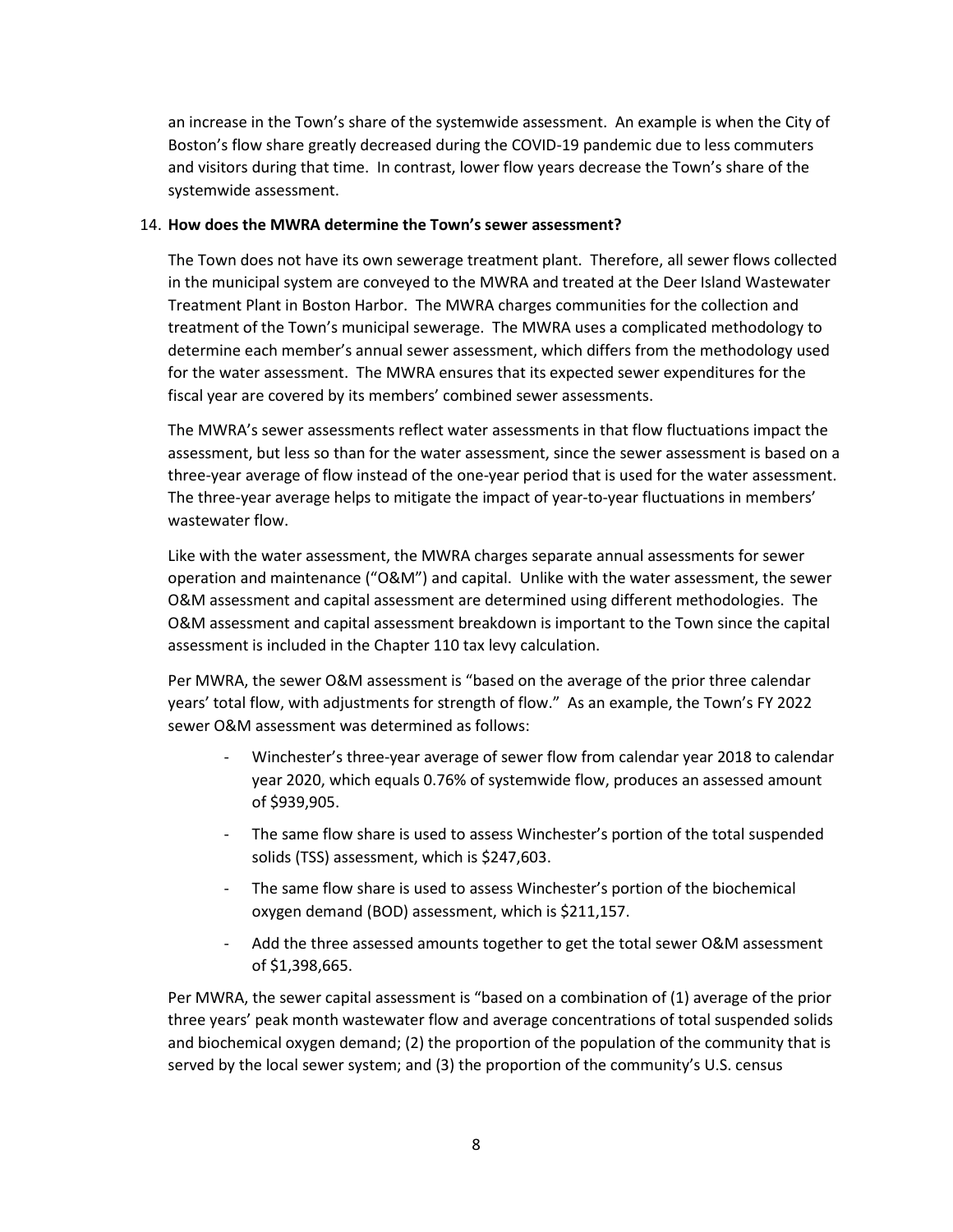an increase in the Town's share of the systemwide assessment. An example is when the City of Boston's flow share greatly decreased during the COVID-19 pandemic due to less commuters and visitors during that time. In contrast, lower flow years decrease the Town's share of the systemwide assessment.

14. **How does the MWRA determine the Town's sewer assessment?**

The Town does not have its own sewerage treatment plant. Therefore, all sewer flows collected in the municipal system are conveyed to the MWRA and treated at the Deer Island Wastewater Treatment Plant in Boston Harbor. The MWRA charges communities for the collection and treatment of the Town's municipal sewerage. The MWRA uses a complicated methodology to determine each member's annual sewer assessment, which differs from the methodology used for the water assessment. The MWRA ensures that its expected sewer expenditures for the fiscal year are covered by its members' combined sewer assessments.

The MWRA's sewer assessments reflect water assessments in that flow fluctuations impact the assessment, but less so than for the water assessment, since the sewer assessment is based on a three-year average of flow instead of the one-year period that is used for the water assessment. The three-year average helps to mitigate the impact of year-to-year fluctuations in members' wastewater flow.

Like with the water assessment, the MWRA charges separate annual assessments for sewer operation and maintenance ("O&M") and capital. Unlike with the water assessment, the sewer O&M assessment and capital assessment are determined using different methodologies. The O&M assessment and capital assessment breakdown is important to the Town since the capital assessment is included in the Chapter 110 tax levy calculation.

Per MWRA, the sewer O&M assessment is "based on the average of the prior three calendar years' total flow, with adjustments for strength of flow." As an example, the Town's FY 2022 sewer O&M assessment was determined as follows:

- Winchester's three-year average of sewer flow from calendar year 2018 to calendar year 2020, which equals 0.76% of systemwide flow, produces an assessed amount of $939,905.
- The same flow share is used to assess Winchester's portion of the total suspended solids (TSS) assessment, which is $247,603.
- The same flow share is used to assess Winchester's portion of the biochemical oxygen demand (BOD) assessment, which is $211,157.
- Add the three assessed amounts together to get the total sewer O&M assessment of $1,398,665.

Per MWRA, the sewer capital assessment is "based on a combination of (1) average of the prior three years' peak month wastewater flow and average concentrations of total suspended solids and biochemical oxygen demand; (2) the proportion of the population of the community that is served by the local sewer system; and (3) the proportion of the community's U.S. census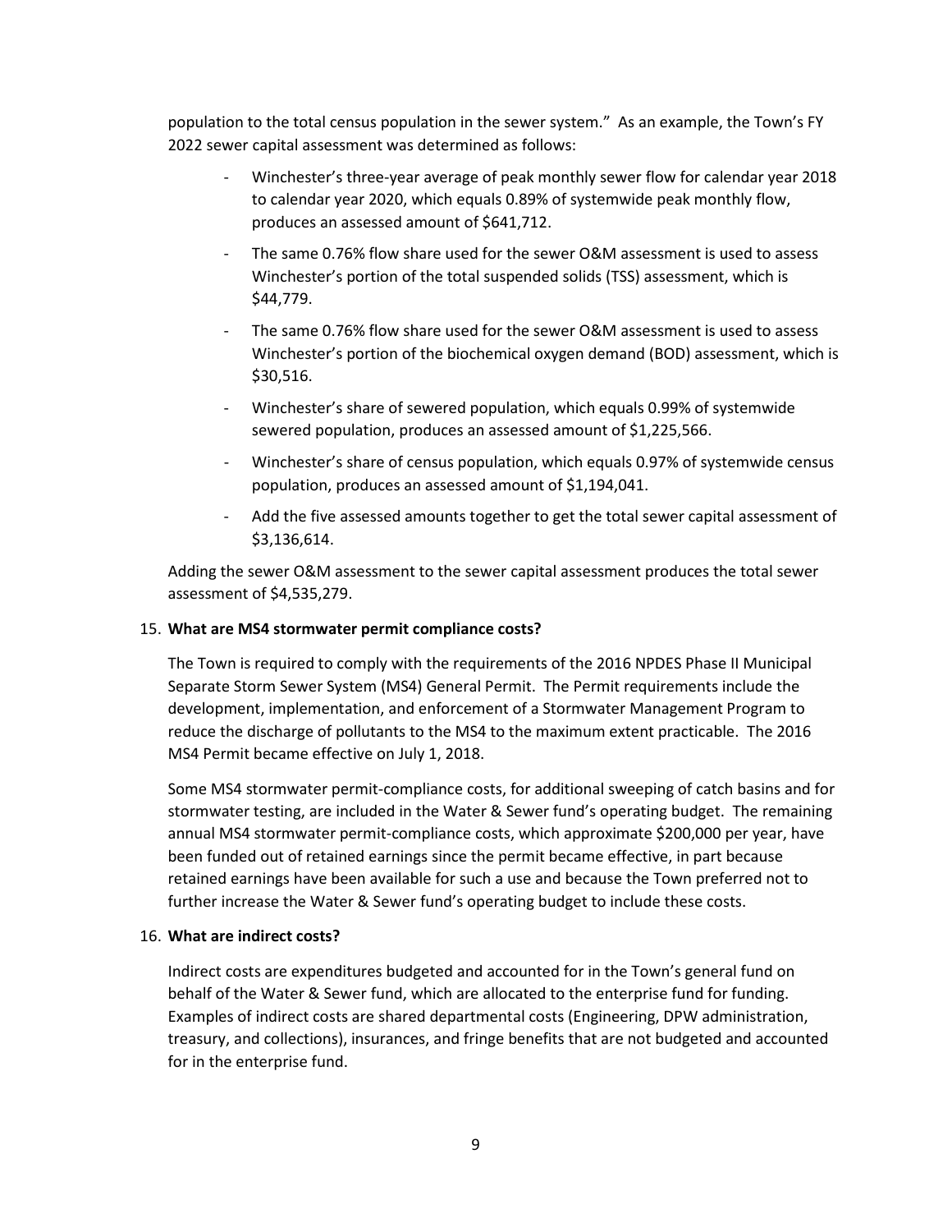population to the total census population in the sewer system." As an example, the Town's FY 2022 sewer capital assessment was determined as follows:

- Winchester's three-year average of peak monthly sewer flow for calendar year 2018 to calendar year 2020, which equals 0.89% of systemwide peak monthly flow, produces an assessed amount of $641,712.
- The same 0.76% flow share used for the sewer O&M assessment is used to assess Winchester's portion of the total suspended solids (TSS) assessment, which is $44,779.
- The same 0.76% flow share used for the sewer O&M assessment is used to assess Winchester's portion of the biochemical oxygen demand (BOD) assessment, which is $30,516.
- Winchester's share of sewered population, which equals 0.99% of systemwide sewered population, produces an assessed amount of $1,225,566.
- Winchester's share of census population, which equals 0.97% of systemwide census population, produces an assessed amount of $1,194,041.
- Add the five assessed amounts together to get the total sewer capital assessment of $3,136,614.

Adding the sewer O&M assessment to the sewer capital assessment produces the total sewer assessment of $4,535,279.

15. **What are MS4 stormwater permit compliance costs?**

The Town is required to comply with the requirements of the 2016 NPDES Phase II Municipal Separate Storm Sewer System (MS4) General Permit. The Permit requirements include the development, implementation, and enforcement of a Stormwater Management Program to reduce the discharge of pollutants to the MS4 to the maximum extent practicable. The 2016 MS4 Permit became effective on July 1, 2018.

Some MS4 stormwater permit-compliance costs, for additional sweeping of catch basins and for stormwater testing, are included in the Water & Sewer fund's operating budget. The remaining annual MS4 stormwater permit-compliance costs, which approximate $200,000 per year, have been funded out of retained earnings since the permit became effective, in part because retained earnings have been available for such a use and because the Town preferred not to further increase the Water & Sewer fund's operating budget to include these costs.

16. **What are indirect costs?**

Indirect costs are expenditures budgeted and accounted for in the Town's general fund on behalf of the Water & Sewer fund, which are allocated to the enterprise fund for funding. Examples of indirect costs are shared departmental costs (Engineering, DPW administration, treasury, and collections), insurances, and fringe benefits that are not budgeted and accounted for in the enterprise fund.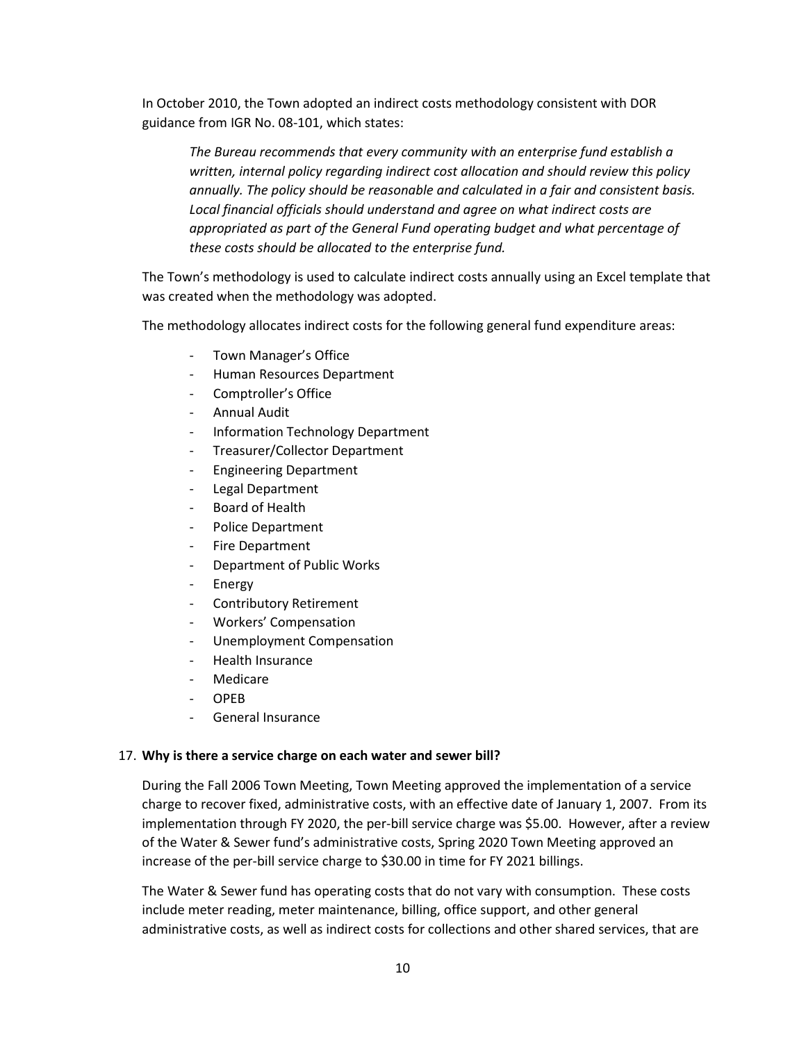In October 2010, the Town adopted an indirect costs methodology consistent with DOR guidance from IGR No. 08-101, which states:

> *The Bureau recommends that every community with an enterprise fund establish a written, internal policy regarding indirect cost allocation and should review this policy annually. The policy should be reasonable and calculated in a fair and consistent basis. Local financial officials should understand and agree on what indirect costs are appropriated as part of the General Fund operating budget and what percentage of these costs should be allocated to the enterprise fund.*

The Town's methodology is used to calculate indirect costs annually using an Excel template that was created when the methodology was adopted.

The methodology allocates indirect costs for the following general fund expenditure areas:

- Town Manager's Office
- Human Resources Department
- Comptroller's Office
- Annual Audit
- Information Technology Department
- Treasurer/Collector Department
- Engineering Department
- Legal Department
- Board of Health
- Police Department
- Fire Department
- Department of Public Works
- Energy
- Contributory Retirement
- Workers' Compensation
- Unemployment Compensation
- Health Insurance
- Medicare
- OPEB
- General Insurance

17. **Why is there a service charge on each water and sewer bill?**

During the Fall 2006 Town Meeting, Town Meeting approved the implementation of a service charge to recover fixed, administrative costs, with an effective date of January 1, 2007. From its implementation through FY 2020, the per-bill service charge was $5.00. However, after a review of the Water & Sewer fund's administrative costs, Spring 2020 Town Meeting approved an increase of the per-bill service charge to $30.00 in time for FY 2021 billings.

The Water & Sewer fund has operating costs that do not vary with consumption. These costs include meter reading, meter maintenance, billing, office support, and other general administrative costs, as well as indirect costs for collections and other shared services, that are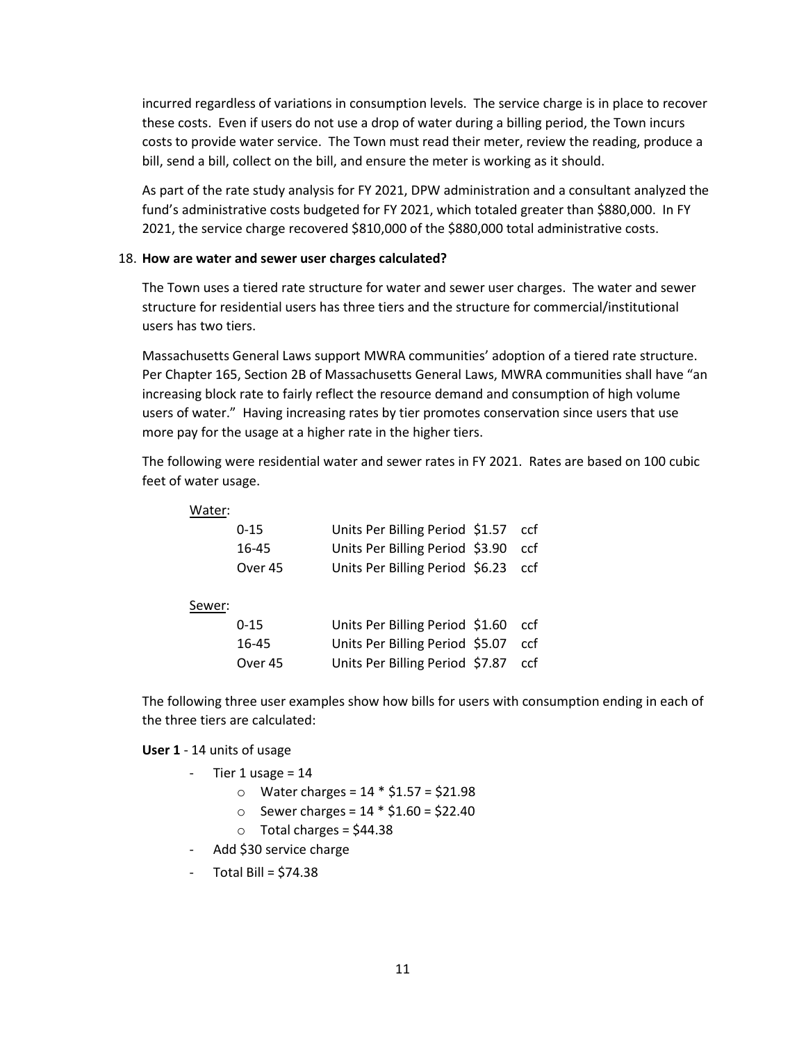incurred regardless of variations in consumption levels. The service charge is in place to recover these costs. Even if users do not use a drop of water during a billing period, the Town incurs costs to provide water service. The Town must read their meter, review the reading, produce a bill, send a bill, collect on the bill, and ensure the meter is working as it should.

As part of the rate study analysis for FY 2021, DPW administration and a consultant analyzed the fund's administrative costs budgeted for FY 2021, which totaled greater than $880,000. In FY 2021, the service charge recovered $810,000 of the $880,000 total administrative costs.

18. **How are water and sewer user charges calculated?**

The Town uses a tiered rate structure for water and sewer user charges. The water and sewer structure for residential users has three tiers and the structure for commercial/institutional users has two tiers.

Massachusetts General Laws support MWRA communities' adoption of a tiered rate structure. Per Chapter 165, Section 2B of Massachusetts General Laws, MWRA communities shall have "an increasing block rate to fairly reflect the resource demand and consumption of high volume users of water." Having increasing rates by tier promotes conservation since users that use more pay for the usage at a higher rate in the higher tiers.

The following were residential water and sewer rates in FY 2021. Rates are based on 100 cubic feet of water usage.

Water:

| | | | |
|---|---|---|---|
| 0-15 | Units Per Billing Period | $1.57 | ccf |
| 16-45 | Units Per Billing Period | $3.90 | ccf |
| Over 45 | Units Per Billing Period | $6.23 | ccf |

Sewer:

| | | | |
|---|---|---|---|
| 0-15 | Units Per Billing Period | $1.60 | ccf |
| 16-45 | Units Per Billing Period | $5.07 | ccf |
| Over 45 | Units Per Billing Period | $7.87 | ccf |

The following three user examples show how bills for users with consumption ending in each of the three tiers are calculated:

**User 1** - 14 units of usage

- Tier 1 usage = 14
  - Water charges = 14 * $1.57 = $21.98
  - Sewer charges = 14 * $1.60 = $22.40
  - Total charges = $44.38
- Add $30 service charge
- Total Bill = $74.38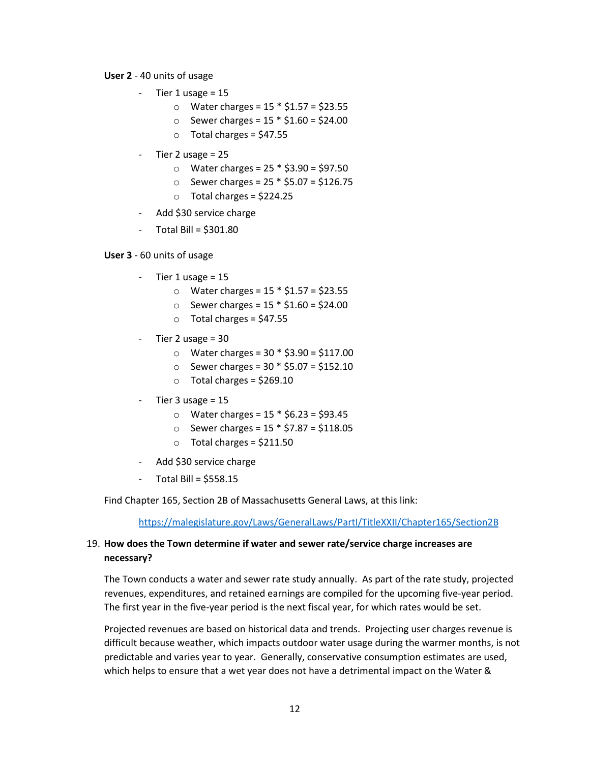**User 2** - 40 units of usage

- Tier 1 usage = 15
  - Water charges = 15 * $1.57 = $23.55
  - Sewer charges = 15 * $1.60 = $24.00
  - Total charges = $47.55
- Tier 2 usage = 25
  - Water charges = 25 * $3.90 = $97.50
  - Sewer charges = 25 * $5.07 = $126.75
  - Total charges = $224.25
- Add $30 service charge
- Total Bill = $301.80

**User 3** - 60 units of usage

- Tier 1 usage = 15
  - Water charges = 15 * $1.57 = $23.55
  - Sewer charges = 15 * $1.60 = $24.00
  - Total charges = $47.55
- Tier 2 usage = 30
  - Water charges = 30 * $3.90 = $117.00
  - Sewer charges = 30 * $5.07 = $152.10
  - Total charges = $269.10
- Tier 3 usage = 15
  - Water charges = 15 * $6.23 = $93.45
  - Sewer charges = 15 * $7.87 = $118.05
  - Total charges = $211.50
- Add $30 service charge
- Total Bill = $558.15

Find Chapter 165, Section 2B of Massachusetts General Laws, at this link:

https://malegislature.gov/Laws/GeneralLaws/PartI/TitleXXII/Chapter165/Section2B

19. **How does the Town determine if water and sewer rate/service charge increases are necessary?**

The Town conducts a water and sewer rate study annually. As part of the rate study, projected revenues, expenditures, and retained earnings are compiled for the upcoming five-year period. The first year in the five-year period is the next fiscal year, for which rates would be set.

Projected revenues are based on historical data and trends. Projecting user charges revenue is difficult because weather, which impacts outdoor water usage during the warmer months, is not predictable and varies year to year. Generally, conservative consumption estimates are used, which helps to ensure that a wet year does not have a detrimental impact on the Water &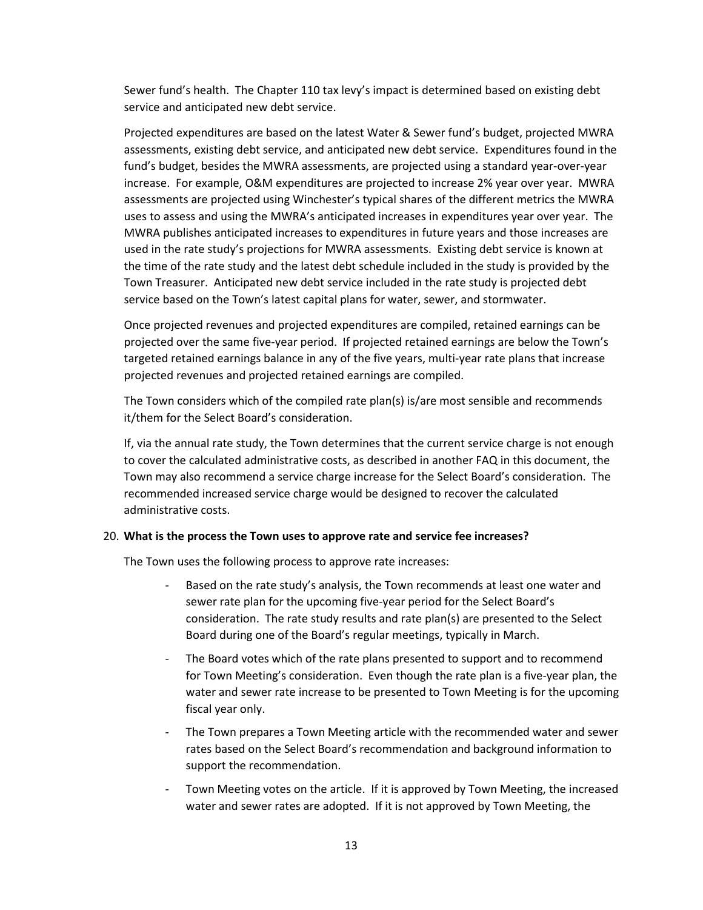Sewer fund's health. The Chapter 110 tax levy's impact is determined based on existing debt service and anticipated new debt service.

Projected expenditures are based on the latest Water & Sewer fund's budget, projected MWRA assessments, existing debt service, and anticipated new debt service. Expenditures found in the fund's budget, besides the MWRA assessments, are projected using a standard year-over-year increase. For example, O&M expenditures are projected to increase 2% year over year. MWRA assessments are projected using Winchester's typical shares of the different metrics the MWRA uses to assess and using the MWRA's anticipated increases in expenditures year over year. The MWRA publishes anticipated increases to expenditures in future years and those increases are used in the rate study's projections for MWRA assessments. Existing debt service is known at the time of the rate study and the latest debt schedule included in the study is provided by the Town Treasurer. Anticipated new debt service included in the rate study is projected debt service based on the Town's latest capital plans for water, sewer, and stormwater.

Once projected revenues and projected expenditures are compiled, retained earnings can be projected over the same five-year period. If projected retained earnings are below the Town's targeted retained earnings balance in any of the five years, multi-year rate plans that increase projected revenues and projected retained earnings are compiled.

The Town considers which of the compiled rate plan(s) is/are most sensible and recommends it/them for the Select Board's consideration.

If, via the annual rate study, the Town determines that the current service charge is not enough to cover the calculated administrative costs, as described in another FAQ in this document, the Town may also recommend a service charge increase for the Select Board's consideration. The recommended increased service charge would be designed to recover the calculated administrative costs.

20. **What is the process the Town uses to approve rate and service fee increases?**

The Town uses the following process to approve rate increases:

- Based on the rate study's analysis, the Town recommends at least one water and sewer rate plan for the upcoming five-year period for the Select Board's consideration. The rate study results and rate plan(s) are presented to the Select Board during one of the Board's regular meetings, typically in March.
- The Board votes which of the rate plans presented to support and to recommend for Town Meeting's consideration. Even though the rate plan is a five-year plan, the water and sewer rate increase to be presented to Town Meeting is for the upcoming fiscal year only.
- The Town prepares a Town Meeting article with the recommended water and sewer rates based on the Select Board's recommendation and background information to support the recommendation.
- Town Meeting votes on the article. If it is approved by Town Meeting, the increased water and sewer rates are adopted. If it is not approved by Town Meeting, the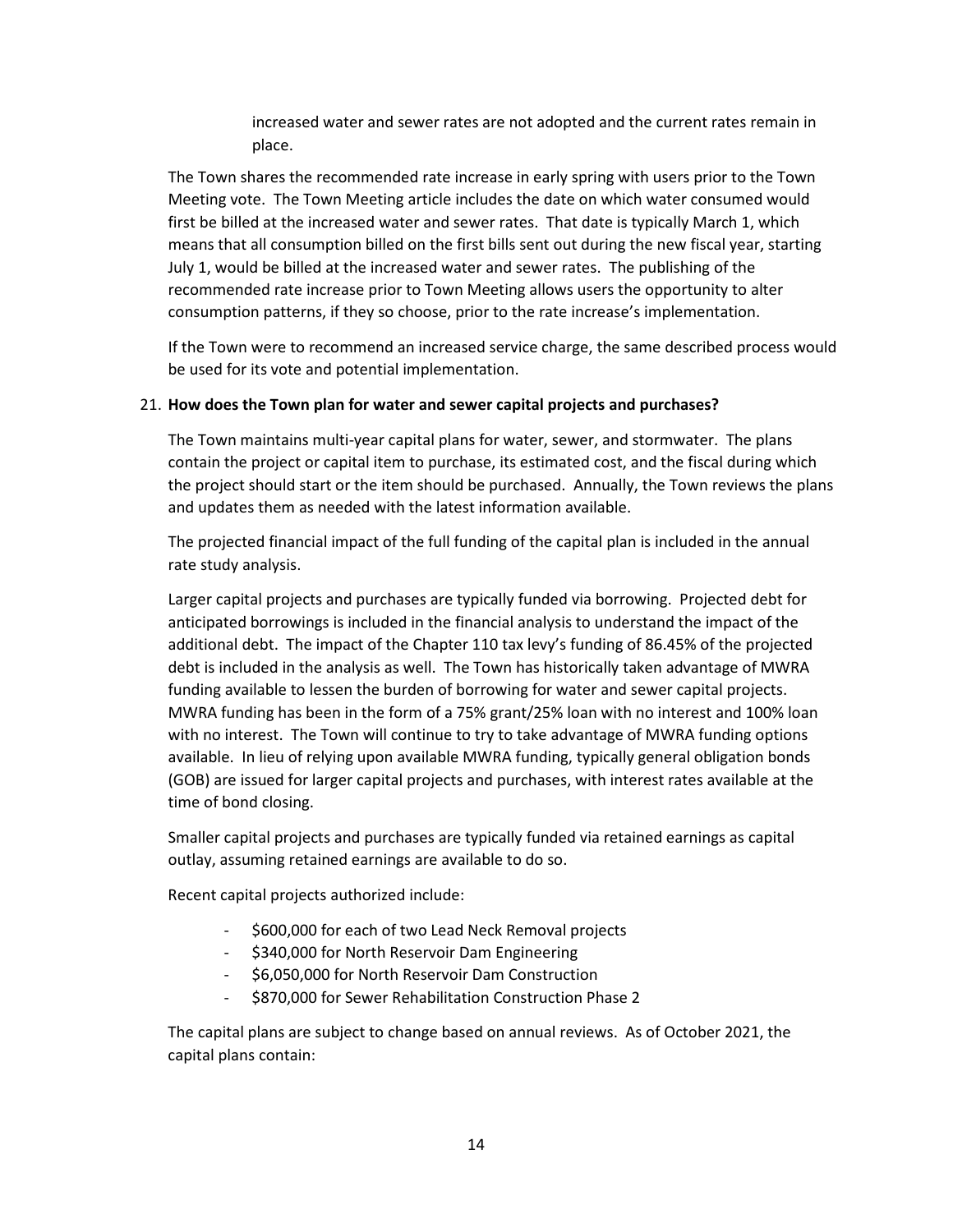increased water and sewer rates are not adopted and the current rates remain in place.

The Town shares the recommended rate increase in early spring with users prior to the Town Meeting vote. The Town Meeting article includes the date on which water consumed would first be billed at the increased water and sewer rates. That date is typically March 1, which means that all consumption billed on the first bills sent out during the new fiscal year, starting July 1, would be billed at the increased water and sewer rates. The publishing of the recommended rate increase prior to Town Meeting allows users the opportunity to alter consumption patterns, if they so choose, prior to the rate increase's implementation.

If the Town were to recommend an increased service charge, the same described process would be used for its vote and potential implementation.

21. **How does the Town plan for water and sewer capital projects and purchases?**

The Town maintains multi-year capital plans for water, sewer, and stormwater. The plans contain the project or capital item to purchase, its estimated cost, and the fiscal during which the project should start or the item should be purchased. Annually, the Town reviews the plans and updates them as needed with the latest information available.

The projected financial impact of the full funding of the capital plan is included in the annual rate study analysis.

Larger capital projects and purchases are typically funded via borrowing. Projected debt for anticipated borrowings is included in the financial analysis to understand the impact of the additional debt. The impact of the Chapter 110 tax levy's funding of 86.45% of the projected debt is included in the analysis as well. The Town has historically taken advantage of MWRA funding available to lessen the burden of borrowing for water and sewer capital projects. MWRA funding has been in the form of a 75% grant/25% loan with no interest and 100% loan with no interest. The Town will continue to try to take advantage of MWRA funding options available. In lieu of relying upon available MWRA funding, typically general obligation bonds (GOB) are issued for larger capital projects and purchases, with interest rates available at the time of bond closing.

Smaller capital projects and purchases are typically funded via retained earnings as capital outlay, assuming retained earnings are available to do so.

Recent capital projects authorized include:

- $600,000 for each of two Lead Neck Removal projects
- $340,000 for North Reservoir Dam Engineering
- $6,050,000 for North Reservoir Dam Construction
- $870,000 for Sewer Rehabilitation Construction Phase 2

The capital plans are subject to change based on annual reviews. As of October 2021, the capital plans contain: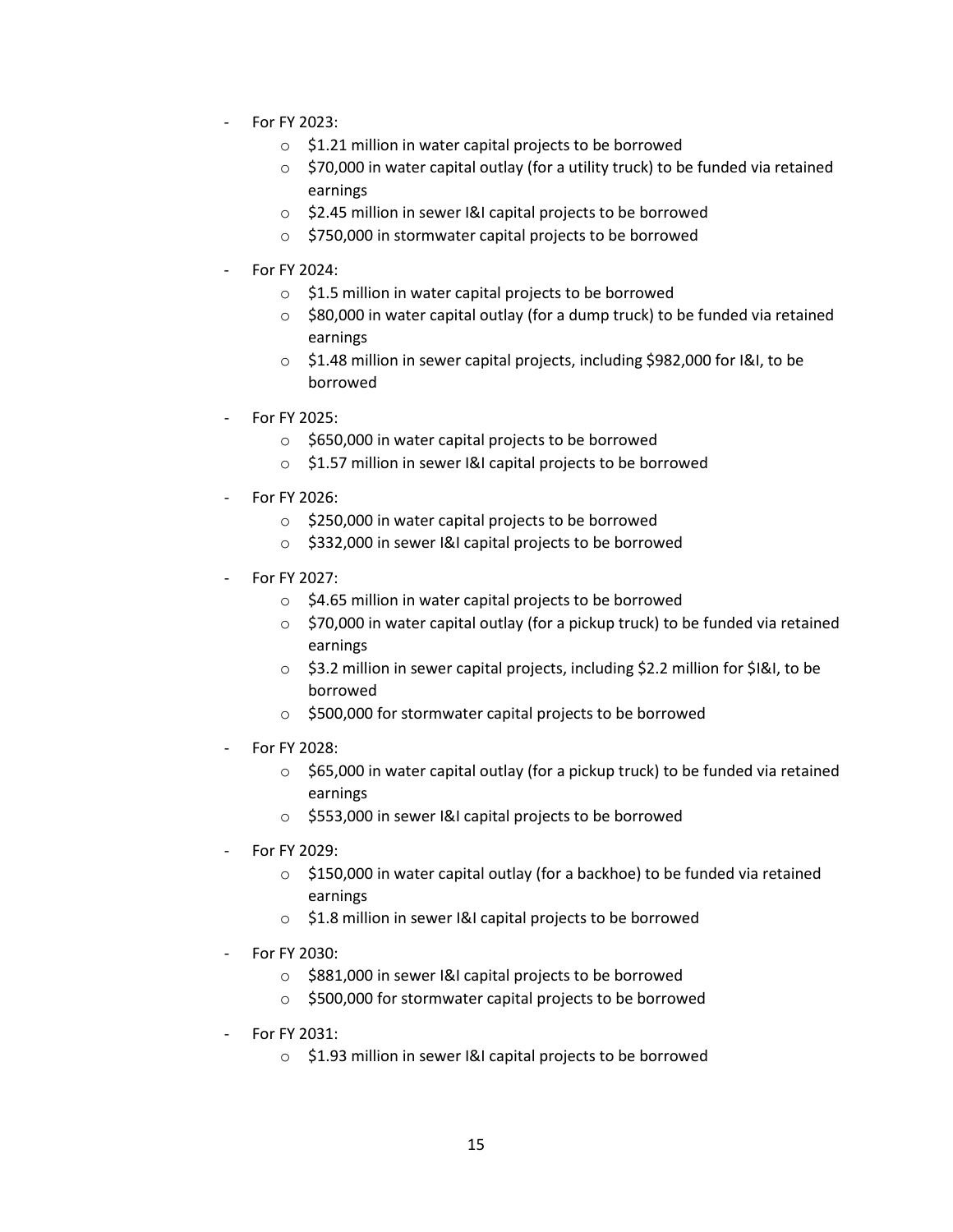- For FY 2023:
    - $1.21 million in water capital projects to be borrowed
    - $70,000 in water capital outlay (for a utility truck) to be funded via retained earnings
    - $2.45 million in sewer I&I capital projects to be borrowed
    - $750,000 in stormwater capital projects to be borrowed
- For FY 2024:
    - $1.5 million in water capital projects to be borrowed
    - $80,000 in water capital outlay (for a dump truck) to be funded via retained earnings
    - $1.48 million in sewer capital projects, including $982,000 for I&I, to be borrowed
- For FY 2025:
    - $650,000 in water capital projects to be borrowed
    - $1.57 million in sewer I&I capital projects to be borrowed
- For FY 2026:
    - $250,000 in water capital projects to be borrowed
    - $332,000 in sewer I&I capital projects to be borrowed
- For FY 2027:
    - $4.65 million in water capital projects to be borrowed
    - $70,000 in water capital outlay (for a pickup truck) to be funded via retained earnings
    - $3.2 million in sewer capital projects, including $2.2 million for $I&I, to be borrowed
    - $500,000 for stormwater capital projects to be borrowed
- For FY 2028:
    - $65,000 in water capital outlay (for a pickup truck) to be funded via retained earnings
    - $553,000 in sewer I&I capital projects to be borrowed
- For FY 2029:
    - $150,000 in water capital outlay (for a backhoe) to be funded via retained earnings
    - $1.8 million in sewer I&I capital projects to be borrowed
- For FY 2030:
    - $881,000 in sewer I&I capital projects to be borrowed
    - $500,000 for stormwater capital projects to be borrowed
- For FY 2031:
    - $1.93 million in sewer I&I capital projects to be borrowed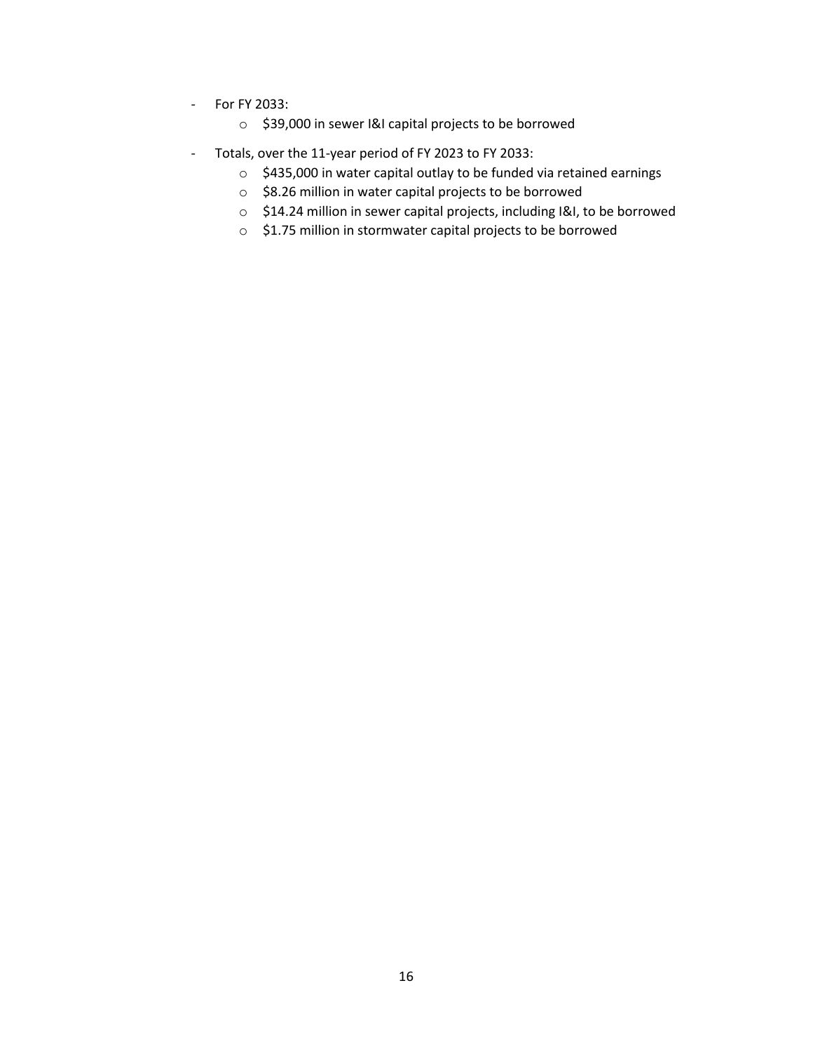- For FY 2033:
    - $39,000 in sewer I&I capital projects to be borrowed
- Totals, over the 11-year period of FY 2023 to FY 2033:
    - $435,000 in water capital outlay to be funded via retained earnings
    - $8.26 million in water capital projects to be borrowed
    - $14.24 million in sewer capital projects, including I&I, to be borrowed
    - $1.75 million in stormwater capital projects to be borrowed